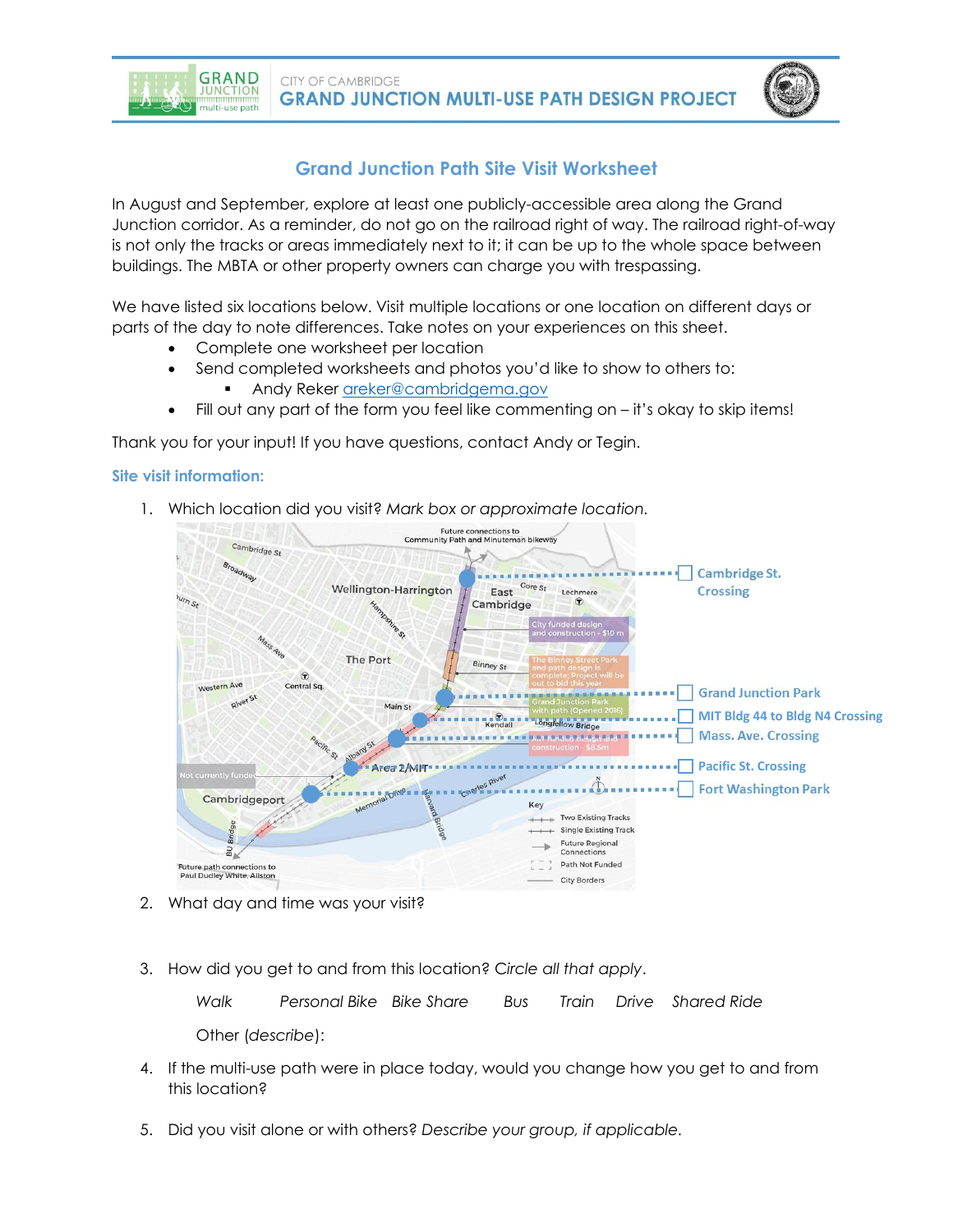# GRAND JUNCTION multi-use path

CITY OF CAMBRIDGE
**GRAND JUNCTION MULTI-USE PATH DESIGN PROJECT**

## Grand Junction Path Site Visit Worksheet

In August and September, explore at least one publicly-accessible area along the Grand Junction corridor. As a reminder, do not go on the railroad right of way. The railroad right-of-way is not only the tracks or areas immediately next to it; it can be up to the whole space between buildings. The MBTA or other property owners can charge you with trespassing.

We have listed six locations below. Visit multiple locations or one location on different days or parts of the day to note differences. Take notes on your experiences on this sheet.

- Complete one worksheet per location
- Send completed worksheets and photos you'd like to show to others to:
  - Andy Reker areker@cambridgema.gov
- Fill out any part of the form you feel like commenting on – it's okay to skip items!

Thank you for your input! If you have questions, contact Andy or Tegin.

### Site visit information:

1. Which location did you visit? *Mark box or approximate location.*

   - ☐ Cambridge St. Crossing
   - ☐ Grand Junction Park
   - ☐ MIT Bldg 44 to Bldg N4 Crossing
   - ☐ Mass. Ave. Crossing
   - ☐ Pacific St. Crossing
   - ☐ Fort Washington Park

2. What day and time was your visit?

3. How did you get to and from this location? *Circle all that apply.*

   *Walk   Personal Bike   Bike Share   Bus   Train   Drive   Shared Ride*

   Other (*describe*):

4. If the multi-use path were in place today, would you change how you get to and from this location?

5. Did you visit alone or with others? *Describe your group, if applicable.*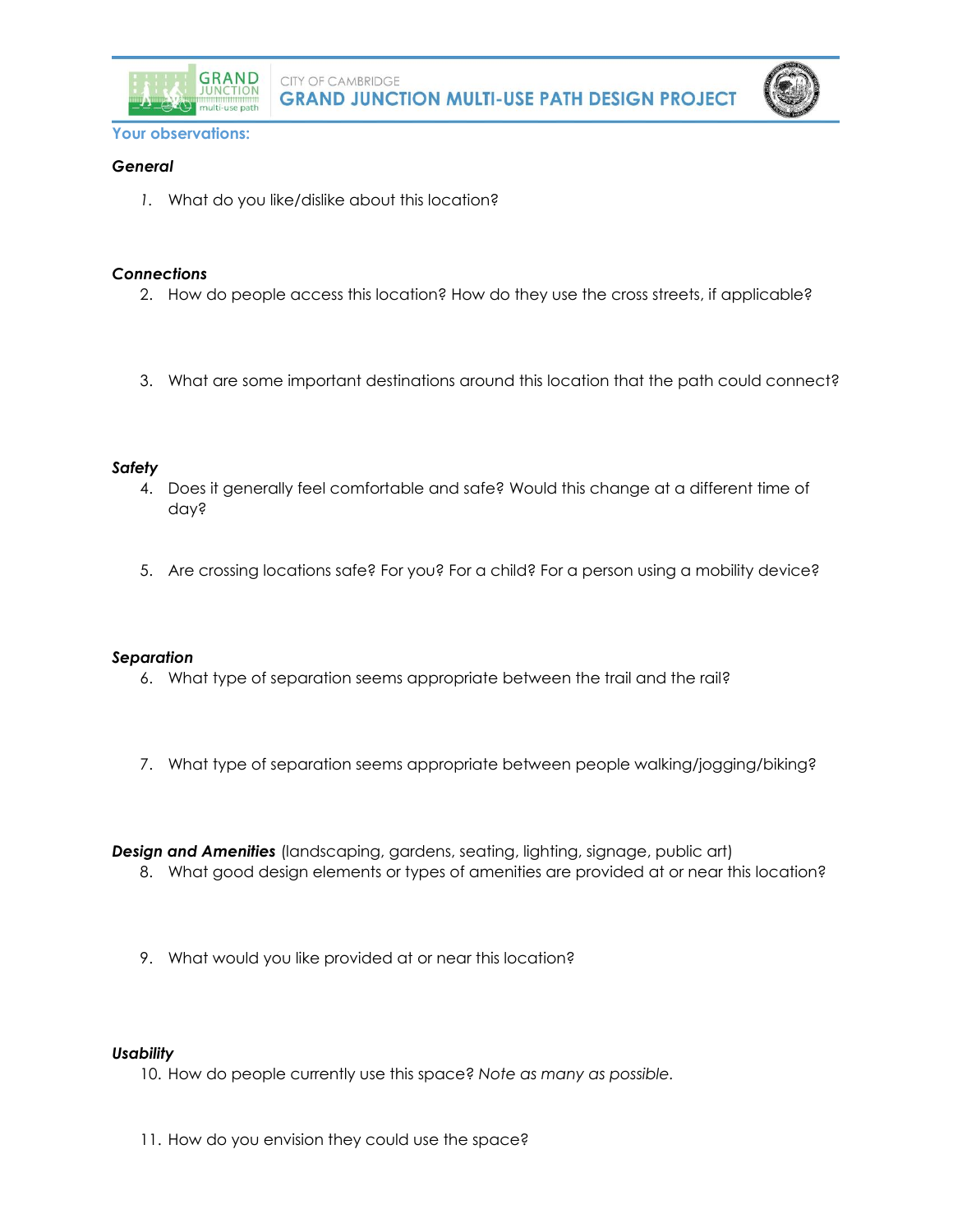### Your observations:

***General***

1. What do you like/dislike about this location?

***Connections***

2. How do people access this location? How do they use the cross streets, if applicable?

3. What are some important destinations around this location that the path could connect?

***Safety***

4. Does it generally feel comfortable and safe? Would this change at a different time of day?

5. Are crossing locations safe? For you? For a child? For a person using a mobility device?

***Separation***

6. What type of separation seems appropriate between the trail and the rail?

7. What type of separation seems appropriate between people walking/jogging/biking?

***Design and Amenities*** (landscaping, gardens, seating, lighting, signage, public art)

8. What good design elements or types of amenities are provided at or near this location?

9. What would you like provided at or near this location?

***Usability***

10. How do people currently use this space? *Note as many as possible.*

11. How do you envision they could use the space?